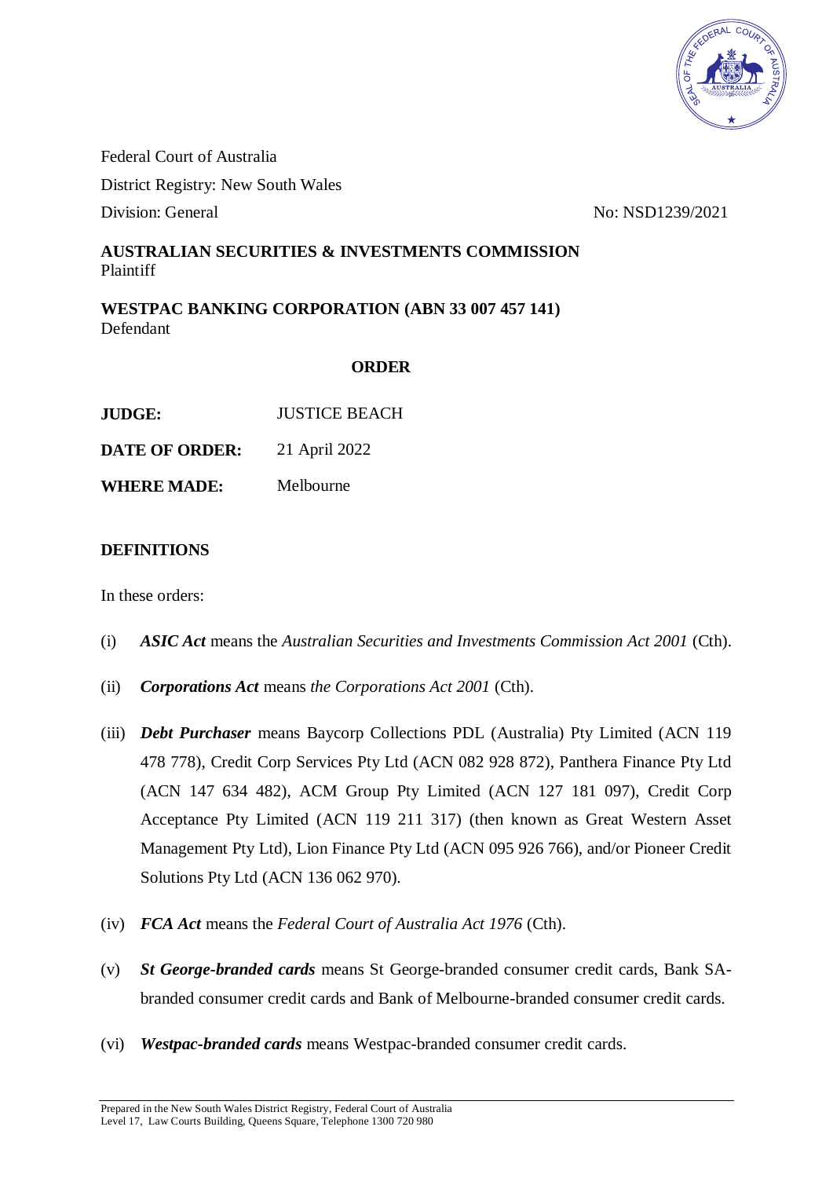Federal Court of Australia

District Registry: New South Wales

Division: General

No: NSD1239/2021

**AUSTRALIAN SECURITIES & INVESTMENTS COMMISSION**
Plaintiff

**WESTPAC BANKING CORPORATION (ABN 33 007 457 141)**
Defendant

## ORDER

| | |
|---|---|
| **JUDGE:** | JUSTICE BEACH |
| **DATE OF ORDER:** | 21 April 2022 |
| **WHERE MADE:** | Melbourne |

## DEFINITIONS

In these orders:

(i) ***ASIC Act*** means the *Australian Securities and Investments Commission Act 2001* (Cth).

(ii) ***Corporations Act*** means *the Corporations Act 2001* (Cth).

(iii) ***Debt Purchaser*** means Baycorp Collections PDL (Australia) Pty Limited (ACN 119 478 778), Credit Corp Services Pty Ltd (ACN 082 928 872), Panthera Finance Pty Ltd (ACN 147 634 482), ACM Group Pty Limited (ACN 127 181 097), Credit Corp Acceptance Pty Limited (ACN 119 211 317) (then known as Great Western Asset Management Pty Ltd), Lion Finance Pty Ltd (ACN 095 926 766), and/or Pioneer Credit Solutions Pty Ltd (ACN 136 062 970).

(iv) ***FCA Act*** means the *Federal Court of Australia Act 1976* (Cth).

(v) ***St George-branded cards*** means St George-branded consumer credit cards, Bank SA-branded consumer credit cards and Bank of Melbourne-branded consumer credit cards.

(vi) ***Westpac-branded cards*** means Westpac-branded consumer credit cards.

Prepared in the New South Wales District Registry, Federal Court of Australia
Level 17, Law Courts Building, Queens Square, Telephone 1300 720 980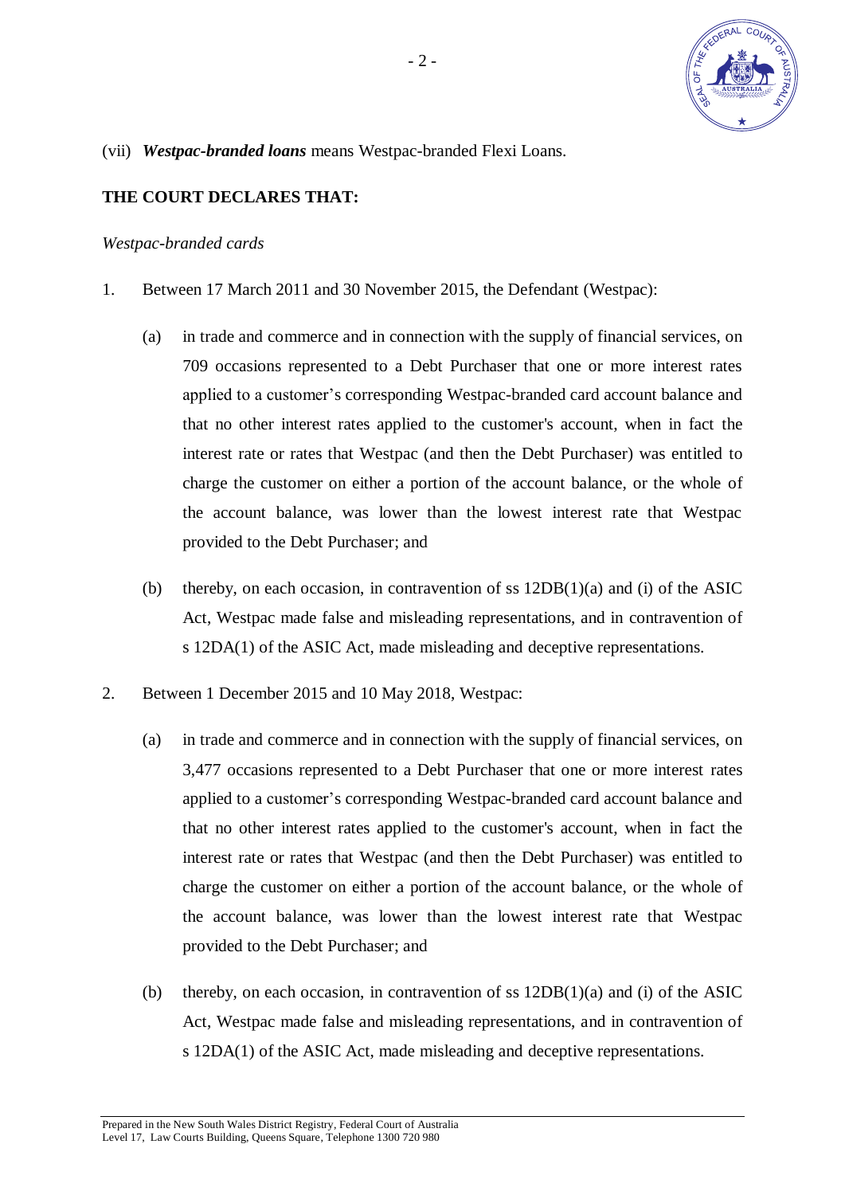(vii) ***Westpac-branded loans*** means Westpac-branded Flexi Loans.

**THE COURT DECLARES THAT:**

*Westpac-branded cards*

1. Between 17 March 2011 and 30 November 2015, the Defendant (Westpac):

   (a) in trade and commerce and in connection with the supply of financial services, on 709 occasions represented to a Debt Purchaser that one or more interest rates applied to a customer's corresponding Westpac-branded card account balance and that no other interest rates applied to the customer's account, when in fact the interest rate or rates that Westpac (and then the Debt Purchaser) was entitled to charge the customer on either a portion of the account balance, or the whole of the account balance, was lower than the lowest interest rate that Westpac provided to the Debt Purchaser; and

   (b) thereby, on each occasion, in contravention of ss 12DB(1)(a) and (i) of the ASIC Act, Westpac made false and misleading representations, and in contravention of s 12DA(1) of the ASIC Act, made misleading and deceptive representations.

2. Between 1 December 2015 and 10 May 2018, Westpac:

   (a) in trade and commerce and in connection with the supply of financial services, on 3,477 occasions represented to a Debt Purchaser that one or more interest rates applied to a customer's corresponding Westpac-branded card account balance and that no other interest rates applied to the customer's account, when in fact the interest rate or rates that Westpac (and then the Debt Purchaser) was entitled to charge the customer on either a portion of the account balance, or the whole of the account balance, was lower than the lowest interest rate that Westpac provided to the Debt Purchaser; and

   (b) thereby, on each occasion, in contravention of ss 12DB(1)(a) and (i) of the ASIC Act, Westpac made false and misleading representations, and in contravention of s 12DA(1) of the ASIC Act, made misleading and deceptive representations.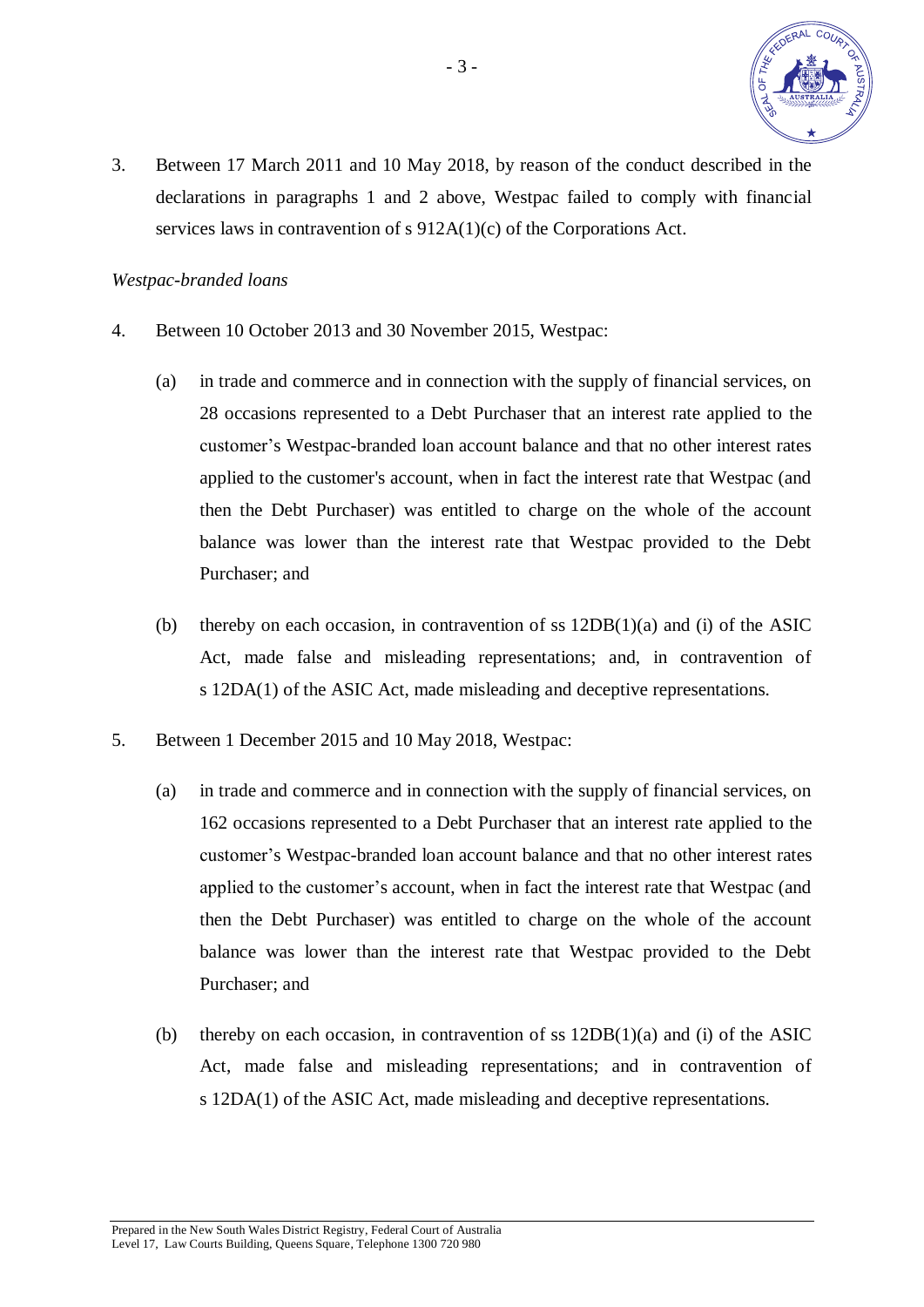3. Between 17 March 2011 and 10 May 2018, by reason of the conduct described in the declarations in paragraphs 1 and 2 above, Westpac failed to comply with financial services laws in contravention of s 912A(1)(c) of the Corporations Act.

*Westpac-branded loans*

4. Between 10 October 2013 and 30 November 2015, Westpac:

   (a) in trade and commerce and in connection with the supply of financial services, on 28 occasions represented to a Debt Purchaser that an interest rate applied to the customer's Westpac-branded loan account balance and that no other interest rates applied to the customer's account, when in fact the interest rate that Westpac (and then the Debt Purchaser) was entitled to charge on the whole of the account balance was lower than the interest rate that Westpac provided to the Debt Purchaser; and

   (b) thereby on each occasion, in contravention of ss 12DB(1)(a) and (i) of the ASIC Act, made false and misleading representations; and, in contravention of s 12DA(1) of the ASIC Act, made misleading and deceptive representations.

5. Between 1 December 2015 and 10 May 2018, Westpac:

   (a) in trade and commerce and in connection with the supply of financial services, on 162 occasions represented to a Debt Purchaser that an interest rate applied to the customer's Westpac-branded loan account balance and that no other interest rates applied to the customer's account, when in fact the interest rate that Westpac (and then the Debt Purchaser) was entitled to charge on the whole of the account balance was lower than the interest rate that Westpac provided to the Debt Purchaser; and

   (b) thereby on each occasion, in contravention of ss 12DB(1)(a) and (i) of the ASIC Act, made false and misleading representations; and in contravention of s 12DA(1) of the ASIC Act, made misleading and deceptive representations.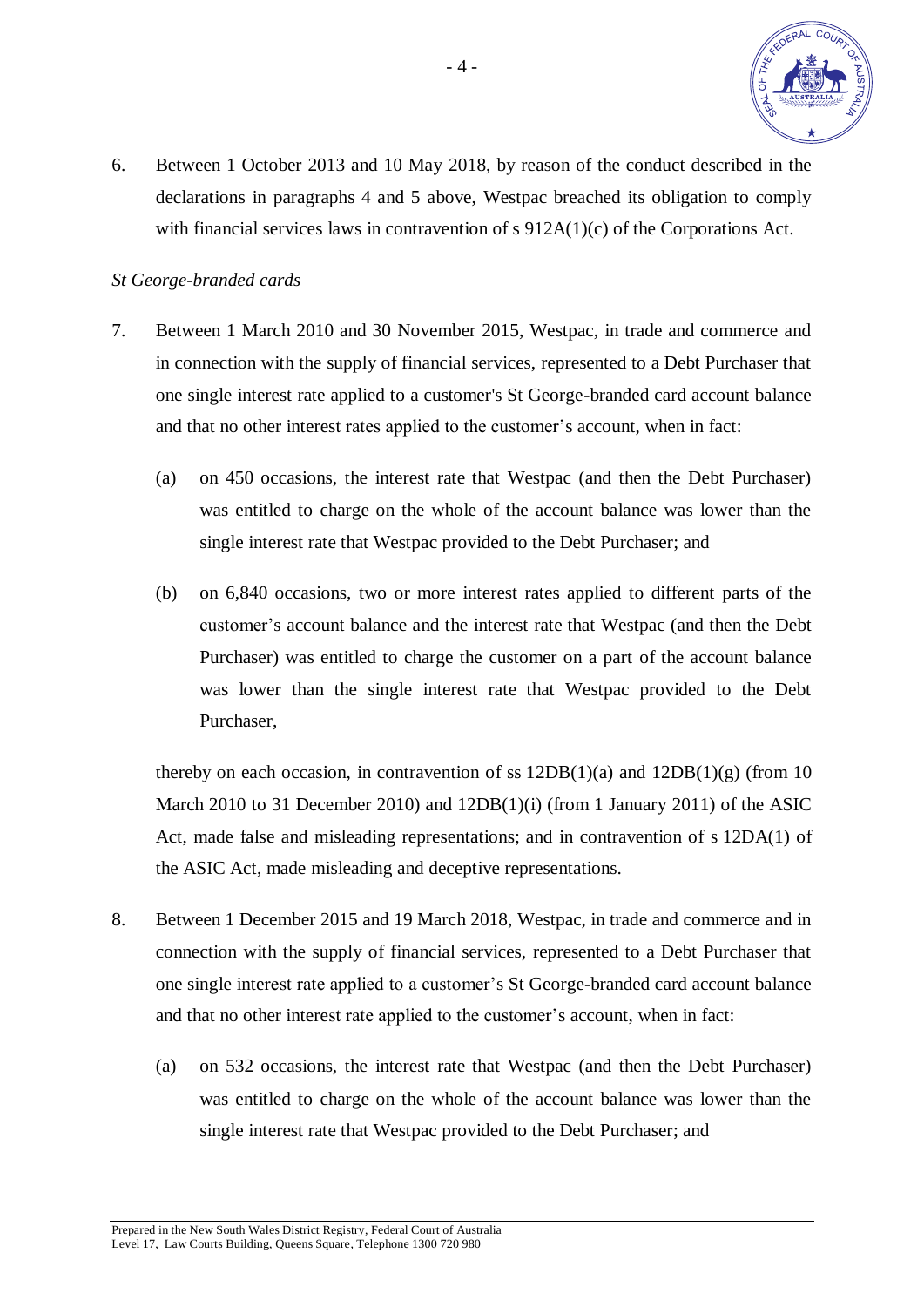6. Between 1 October 2013 and 10 May 2018, by reason of the conduct described in the declarations in paragraphs 4 and 5 above, Westpac breached its obligation to comply with financial services laws in contravention of s 912A(1)(c) of the Corporations Act.

*St George-branded cards*

7. Between 1 March 2010 and 30 November 2015, Westpac, in trade and commerce and in connection with the supply of financial services, represented to a Debt Purchaser that one single interest rate applied to a customer's St George-branded card account balance and that no other interest rates applied to the customer's account, when in fact:

   (a) on 450 occasions, the interest rate that Westpac (and then the Debt Purchaser) was entitled to charge on the whole of the account balance was lower than the single interest rate that Westpac provided to the Debt Purchaser; and

   (b) on 6,840 occasions, two or more interest rates applied to different parts of the customer's account balance and the interest rate that Westpac (and then the Debt Purchaser) was entitled to charge the customer on a part of the account balance was lower than the single interest rate that Westpac provided to the Debt Purchaser,

   thereby on each occasion, in contravention of ss 12DB(1)(a) and 12DB(1)(g) (from 10 March 2010 to 31 December 2010) and 12DB(1)(i) (from 1 January 2011) of the ASIC Act, made false and misleading representations; and in contravention of s 12DA(1) of the ASIC Act, made misleading and deceptive representations.

8. Between 1 December 2015 and 19 March 2018, Westpac, in trade and commerce and in connection with the supply of financial services, represented to a Debt Purchaser that one single interest rate applied to a customer's St George-branded card account balance and that no other interest rate applied to the customer's account, when in fact:

   (a) on 532 occasions, the interest rate that Westpac (and then the Debt Purchaser) was entitled to charge on the whole of the account balance was lower than the single interest rate that Westpac provided to the Debt Purchaser; and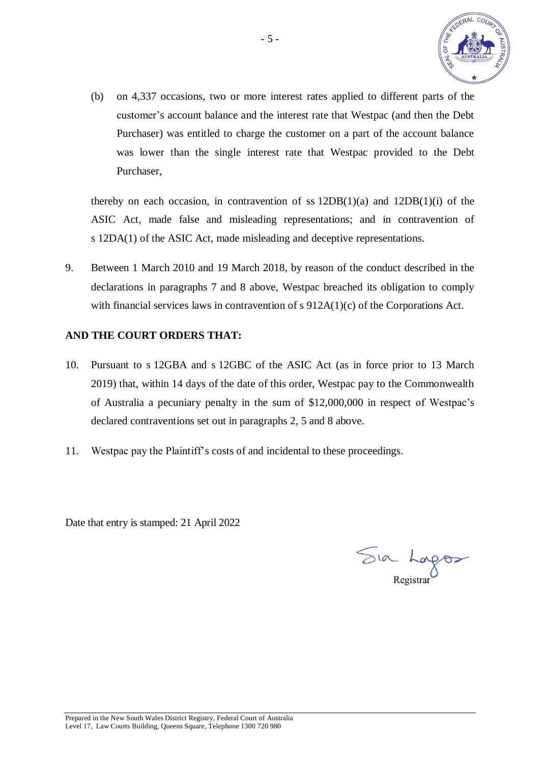(b) on 4,337 occasions, two or more interest rates applied to different parts of the customer's account balance and the interest rate that Westpac (and then the Debt Purchaser) was entitled to charge the customer on a part of the account balance was lower than the single interest rate that Westpac provided to the Debt Purchaser,

thereby on each occasion, in contravention of ss 12DB(1)(a) and 12DB(1)(i) of the ASIC Act, made false and misleading representations; and in contravention of s 12DA(1) of the ASIC Act, made misleading and deceptive representations.

9. Between 1 March 2010 and 19 March 2018, by reason of the conduct described in the declarations in paragraphs 7 and 8 above, Westpac breached its obligation to comply with financial services laws in contravention of s 912A(1)(c) of the Corporations Act.

**AND THE COURT ORDERS THAT:**

10. Pursuant to s 12GBA and s 12GBC of the ASIC Act (as in force prior to 13 March 2019) that, within 14 days of the date of this order, Westpac pay to the Commonwealth of Australia a pecuniary penalty in the sum of $12,000,000 in respect of Westpac's declared contraventions set out in paragraphs 2, 5 and 8 above.

11. Westpac pay the Plaintiff's costs of and incidental to these proceedings.

Date that entry is stamped: 21 April 2022

Sia Lagos
Registrar

Prepared in the New South Wales District Registry, Federal Court of Australia
Level 17, Law Courts Building, Queens Square, Telephone 1300 720 980